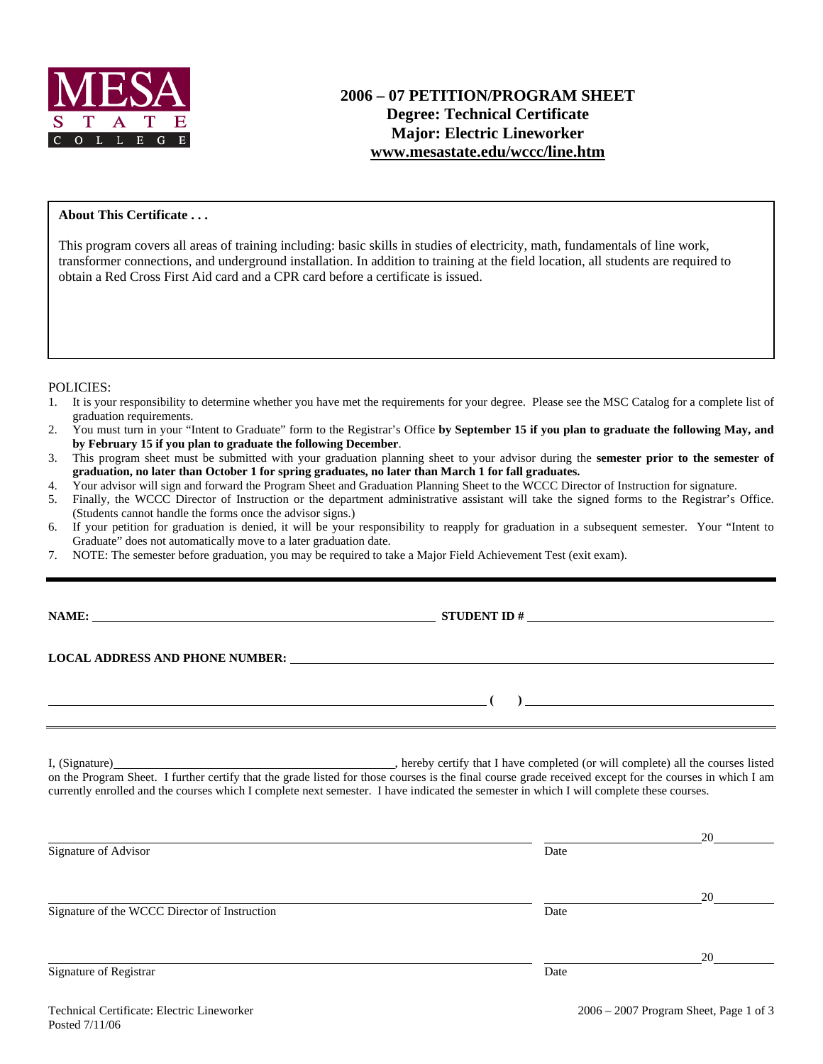MESA STATE COLLEGE

# 2006 – 07 PETITION/PROGRAM SHEET
## Degree: Technical Certificate
## Major: Electric Lineworker
## www.mesastate.edu/wccc/line.htm

**About This Certificate . . .**

This program covers all areas of training including: basic skills in studies of electricity, math, fundamentals of line work, transformer connections, and underground installation. In addition to training at the field location, all students are required to obtain a Red Cross First Aid card and a CPR card before a certificate is issued.

POLICIES:

1. It is your responsibility to determine whether you have met the requirements for your degree. Please see the MSC Catalog for a complete list of graduation requirements.
2. You must turn in your "Intent to Graduate" form to the Registrar's Office **by September 15 if you plan to graduate the following May, and by February 15 if you plan to graduate the following December**.
3. This program sheet must be submitted with your graduation planning sheet to your advisor during the **semester prior to the semester of graduation, no later than October 1 for spring graduates, no later than March 1 for fall graduates.**
4. Your advisor will sign and forward the Program Sheet and Graduation Planning Sheet to the WCCC Director of Instruction for signature.
5. Finally, the WCCC Director of Instruction or the department administrative assistant will take the signed forms to the Registrar's Office. (Students cannot handle the forms once the advisor signs.)
6. If your petition for graduation is denied, it will be your responsibility to reapply for graduation in a subsequent semester. Your "Intent to Graduate" does not automatically move to a later graduation date.
7. NOTE: The semester before graduation, you may be required to take a Major Field Achievement Test (exit exam).

---

**NAME:** ______________________________ **STUDENT ID #** ______________________________

**LOCAL ADDRESS AND PHONE NUMBER:** ______________________________

______________________________ **( )** ______________________________

I, (Signature)______________________________, hereby certify that I have completed (or will complete) all the courses listed on the Program Sheet. I further certify that the grade listed for those courses is the final course grade received except for the courses in which I am currently enrolled and the courses which I complete next semester. I have indicated the semester in which I will complete these courses.

______________________________ ______________ 20______
Signature of Advisor Date

______________________________ ______________ 20______
Signature of the WCCC Director of Instruction Date

______________________________ ______________ 20______
Signature of Registrar Date

Technical Certificate: Electric Lineworker
Posted 7/11/06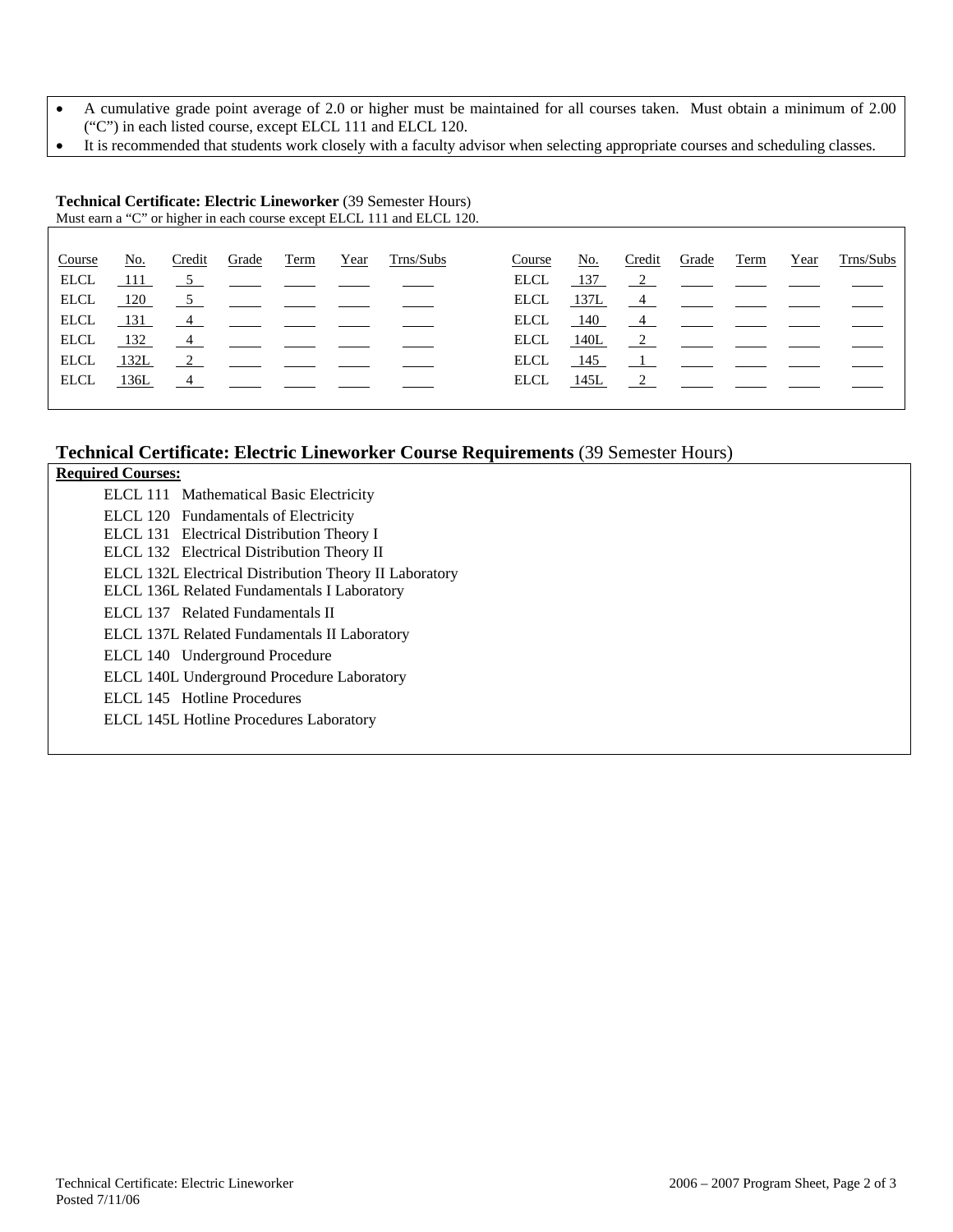- A cumulative grade point average of 2.0 or higher must be maintained for all courses taken. Must obtain a minimum of 2.00 ("C") in each listed course, except ELCL 111 and ELCL 120.
- It is recommended that students work closely with a faculty advisor when selecting appropriate courses and scheduling classes.

**Technical Certificate: Electric Lineworker** (39 Semester Hours)
Must earn a "C" or higher in each course except ELCL 111 and ELCL 120.

| Course | No. | Credit | Grade | Term | Year | Trns/Subs | Course | No. | Credit | Grade | Term | Year | Trns/Subs |
|---|---|---|---|---|---|---|---|---|---|---|---|---|---|
| ELCL | 111 | 5 | | | | | ELCL | 137 | 2 | | | | |
| ELCL | 120 | 5 | | | | | ELCL | 137L | 4 | | | | |
| ELCL | 131 | 4 | | | | | ELCL | 140 | 4 | | | | |
| ELCL | 132 | 4 | | | | | ELCL | 140L | 2 | | | | |
| ELCL | 132L | 2 | | | | | ELCL | 145 | 1 | | | | |
| ELCL | 136L | 4 | | | | | ELCL | 145L | 2 | | | | |

## Technical Certificate: Electric Lineworker Course Requirements (39 Semester Hours)

**Required Courses:**

- ELCL 111 Mathematical Basic Electricity
- ELCL 120 Fundamentals of Electricity
- ELCL 131 Electrical Distribution Theory I
- ELCL 132 Electrical Distribution Theory II
- ELCL 132L Electrical Distribution Theory II Laboratory
- ELCL 136L Related Fundamentals I Laboratory
- ELCL 137 Related Fundamentals II
- ELCL 137L Related Fundamentals II Laboratory
- ELCL 140 Underground Procedure
- ELCL 140L Underground Procedure Laboratory
- ELCL 145 Hotline Procedures
- ELCL 145L Hotline Procedures Laboratory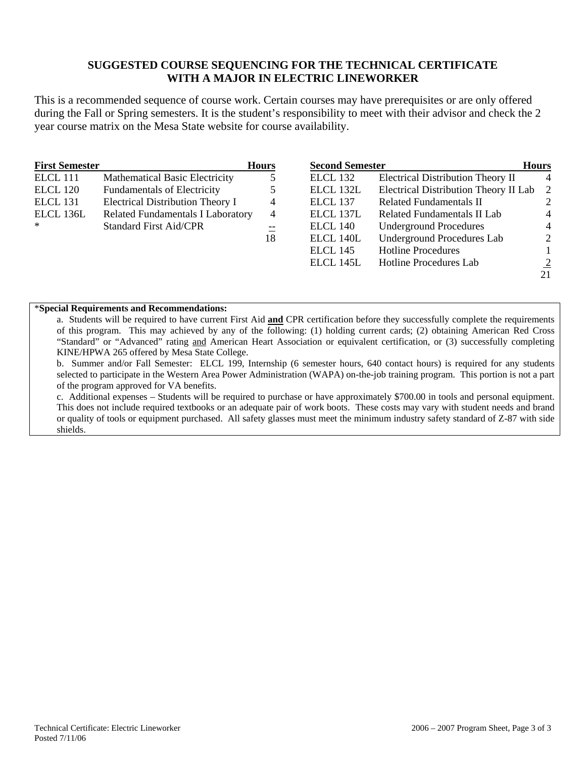## SUGGESTED COURSE SEQUENCING FOR THE TECHNICAL CERTIFICATE WITH A MAJOR IN ELECTRIC LINEWORKER

This is a recommended sequence of course work. Certain courses may have prerequisites or are only offered during the Fall or Spring semesters. It is the student's responsibility to meet with their advisor and check the 2 year course matrix on the Mesa State website for course availability.

| First Semester | | Hours |
|---|---|---|
| ELCL 111 | Mathematical Basic Electricity | 5 |
| ELCL 120 | Fundamentals of Electricity | 5 |
| ELCL 131 | Electrical Distribution Theory I | 4 |
| ELCL 136L | Related Fundamentals I Laboratory | 4 |
| * | Standard First Aid/CPR | -- |
| | | 18 |

| Second Semester | | Hours |
|---|---|---|
| ELCL 132 | Electrical Distribution Theory II | 4 |
| ELCL 132L | Electrical Distribution Theory II Lab | 2 |
| ELCL 137 | Related Fundamentals II | 2 |
| ELCL 137L | Related Fundamentals II Lab | 4 |
| ELCL 140 | Underground Procedures | 4 |
| ELCL 140L | Underground Procedures Lab | 2 |
| ELCL 145 | Hotline Procedures | 1 |
| ELCL 145L | Hotline Procedures Lab | 2 |
| | | 21 |

***Special Requirements and Recommendations:**

a. Students will be required to have current First Aid **and** CPR certification before they successfully complete the requirements of this program. This may achieved by any of the following: (1) holding current cards; (2) obtaining American Red Cross "Standard" or "Advanced" rating and American Heart Association or equivalent certification, or (3) successfully completing KINE/HPWA 265 offered by Mesa State College.

b. Summer and/or Fall Semester: ELCL 199, Internship (6 semester hours, 640 contact hours) is required for any students selected to participate in the Western Area Power Administration (WAPA) on-the-job training program. This portion is not a part of the program approved for VA benefits.

c. Additional expenses – Students will be required to purchase or have approximately $700.00 in tools and personal equipment. This does not include required textbooks or an adequate pair of work boots. These costs may vary with student needs and brand or quality of tools or equipment purchased. All safety glasses must meet the minimum industry safety standard of Z-87 with side shields.

Technical Certificate: Electric Lineworker
Posted 7/11/06

2006 – 2007 Program Sheet